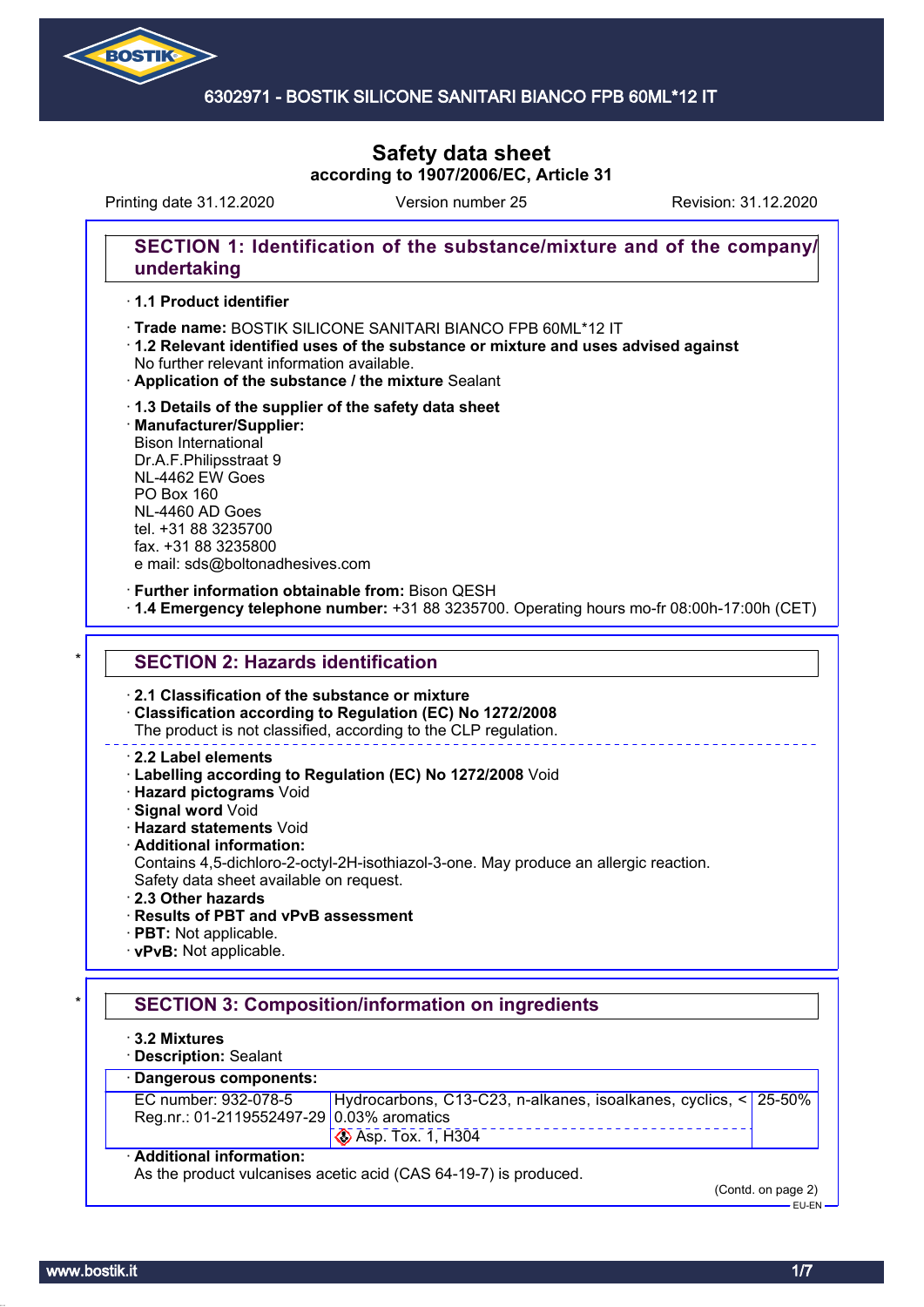# 6302971 - BOSTIK SILICONE SANITARI BIANCO FPB 60ML*12 IT

# Safety data sheet

**according to 1907/2006/EC, Article 31**

Printing date 31.12.2020 Version number 25 Revision: 31.12.2020

## SECTION 1: Identification of the substance/mixture and of the company/undertaking

· **1.1 Product identifier**

· **Trade name:** BOSTIK SILICONE SANITARI BIANCO FPB 60ML*12 IT

· **1.2 Relevant identified uses of the substance or mixture and uses advised against**
No further relevant information available.

· **Application of the substance / the mixture** Sealant

· **1.3 Details of the supplier of the safety data sheet**

· **Manufacturer/Supplier:**
Bison International
Dr.A.F.Philipsstraat 9
NL-4462 EW Goes
PO Box 160
NL-4460 AD Goes
tel. +31 88 3235700
fax. +31 88 3235800
e mail: sds@boltonadhesives.com

· **Further information obtainable from:** Bison QESH

· **1.4 Emergency telephone number:** +31 88 3235700. Operating hours mo-fr 08:00h-17:00h (CET)

## SECTION 2: Hazards identification

· **2.1 Classification of the substance or mixture**

· **Classification according to Regulation (EC) No 1272/2008**
The product is not classified, according to the CLP regulation.

· **2.2 Label elements**

· **Labelling according to Regulation (EC) No 1272/2008** Void

· **Hazard pictograms** Void

· **Signal word** Void

· **Hazard statements** Void

· **Additional information:**
Contains 4,5-dichloro-2-octyl-2H-isothiazol-3-one. May produce an allergic reaction.
Safety data sheet available on request.

· **2.3 Other hazards**

· **Results of PBT and vPvB assessment**

· **PBT:** Not applicable.

· **vPvB:** Not applicable.

## SECTION 3: Composition/information on ingredients

· **3.2 Mixtures**

· **Description:** Sealant

| · **Dangerous components:** | | |
|---|---|---|
| EC number: 932-078-5<br>Reg.nr.: 01-2119552497-29 | Hydrocarbons, C13-C23, n-alkanes, isoalkanes, cyclics, < 0.03% aromatics<br>Asp. Tox. 1, H304 | 25-50% |

· **Additional information:**
As the product vulcanises acetic acid (CAS 64-19-7) is produced.

(Contd. on page 2)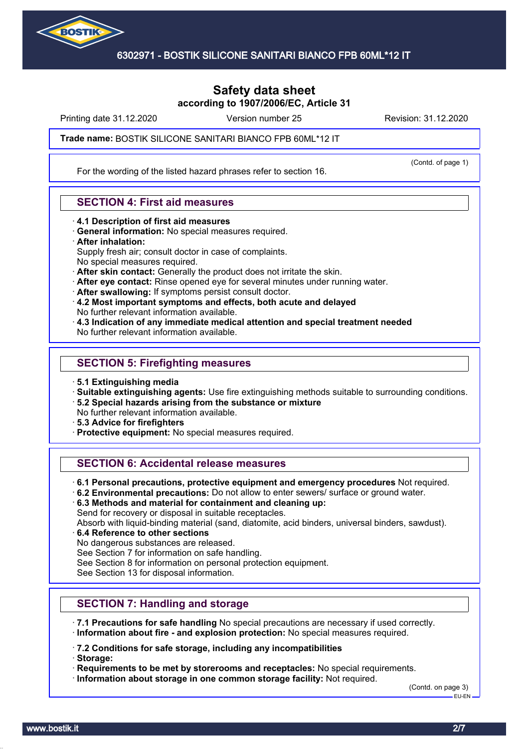# Safety data sheet

**according to 1907/2006/EC, Article 31**

Printing date 31.12.2020 | Version number 25 | Revision: 31.12.2020

**Trade name:** BOSTIK SILICONE SANITARI BIANCO FPB 60ML*12 IT

(Contd. of page 1)

For the wording of the listed hazard phrases refer to section 16.

## SECTION 4: First aid measures

- **4.1 Description of first aid measures**
- **General information:** No special measures required.
- **After inhalation:**
  Supply fresh air; consult doctor in case of complaints.
  No special measures required.
- **After skin contact:** Generally the product does not irritate the skin.
- **After eye contact:** Rinse opened eye for several minutes under running water.
- **After swallowing:** If symptoms persist consult doctor.
- **4.2 Most important symptoms and effects, both acute and delayed**
  No further relevant information available.
- **4.3 Indication of any immediate medical attention and special treatment needed**
  No further relevant information available.

## SECTION 5: Firefighting measures

- **5.1 Extinguishing media**
- **Suitable extinguishing agents:** Use fire extinguishing methods suitable to surrounding conditions.
- **5.2 Special hazards arising from the substance or mixture**
  No further relevant information available.
- **5.3 Advice for firefighters**
- **Protective equipment:** No special measures required.

## SECTION 6: Accidental release measures

- **6.1 Personal precautions, protective equipment and emergency procedures** Not required.
- **6.2 Environmental precautions:** Do not allow to enter sewers/ surface or ground water.
- **6.3 Methods and material for containment and cleaning up:**
  Send for recovery or disposal in suitable receptacles.
  Absorb with liquid-binding material (sand, diatomite, acid binders, universal binders, sawdust).
- **6.4 Reference to other sections**
  No dangerous substances are released.
  See Section 7 for information on safe handling.
  See Section 8 for information on personal protection equipment.
  See Section 13 for disposal information.

## SECTION 7: Handling and storage

- **7.1 Precautions for safe handling** No special precautions are necessary if used correctly.
- **Information about fire - and explosion protection:** No special measures required.
- **7.2 Conditions for safe storage, including any incompatibilities**
- **Storage:**
- **Requirements to be met by storerooms and receptacles:** No special requirements.
- **Information about storage in one common storage facility:** Not required.

(Contd. on page 3)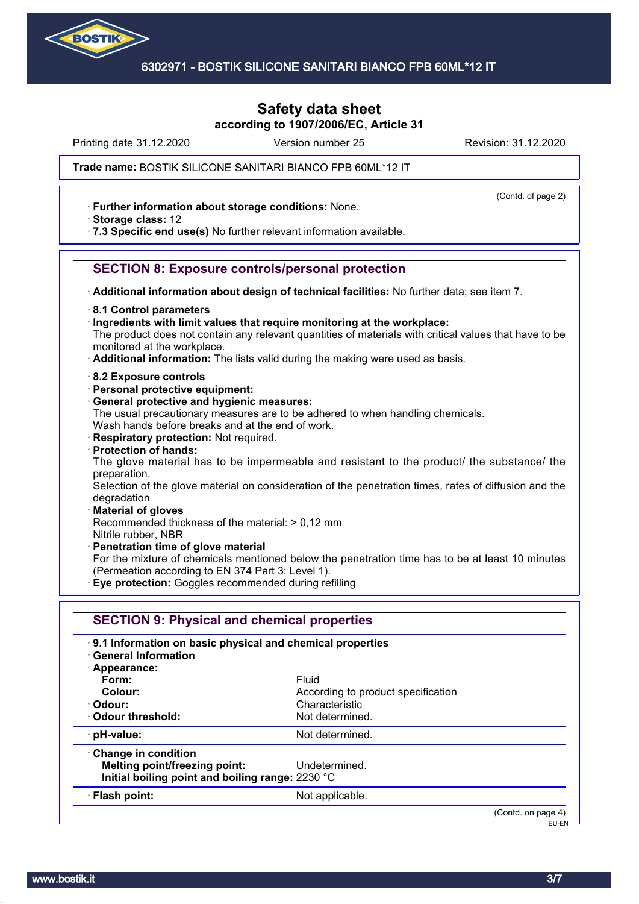(Contd. of page 2)

· **Further information about storage conditions:** None.
· **Storage class:** 12
· **7.3 Specific end use(s)** No further relevant information available.

## SECTION 8: Exposure controls/personal protection

· **Additional information about design of technical facilities:** No further data; see item 7.

· **8.1 Control parameters**
· **Ingredients with limit values that require monitoring at the workplace:**
The product does not contain any relevant quantities of materials with critical values that have to be monitored at the workplace.
· **Additional information:** The lists valid during the making were used as basis.

· **8.2 Exposure controls**
· **Personal protective equipment:**
· **General protective and hygienic measures:**
The usual precautionary measures are to be adhered to when handling chemicals.
Wash hands before breaks and at the end of work.
· **Respiratory protection:** Not required.
· **Protection of hands:**
The glove material has to be impermeable and resistant to the product/ the substance/ the preparation.
Selection of the glove material on consideration of the penetration times, rates of diffusion and the degradation
· **Material of gloves**
Recommended thickness of the material: > 0,12 mm
Nitrile rubber, NBR
· **Penetration time of glove material**
For the mixture of chemicals mentioned below the penetration time has to be at least 10 minutes (Permeation according to EN 374 Part 3: Level 1).
· **Eye protection:** Goggles recommended during refilling

## SECTION 9: Physical and chemical properties

· **9.1 Information on basic physical and chemical properties**
· **General Information**
· **Appearance:**

| | |
|---|---|
| **Form:** | Fluid |
| **Colour:** | According to product specification |
| · **Odour:** | Characteristic |
| · **Odour threshold:** | Not determined. |
| · **pH-value:** | Not determined. |
| · **Change in condition** | |
| **Melting point/freezing point:** | Undetermined. |
| **Initial boiling point and boiling range:** | 2230 °C |
| · **Flash point:** | Not applicable. |

(Contd. on page 4)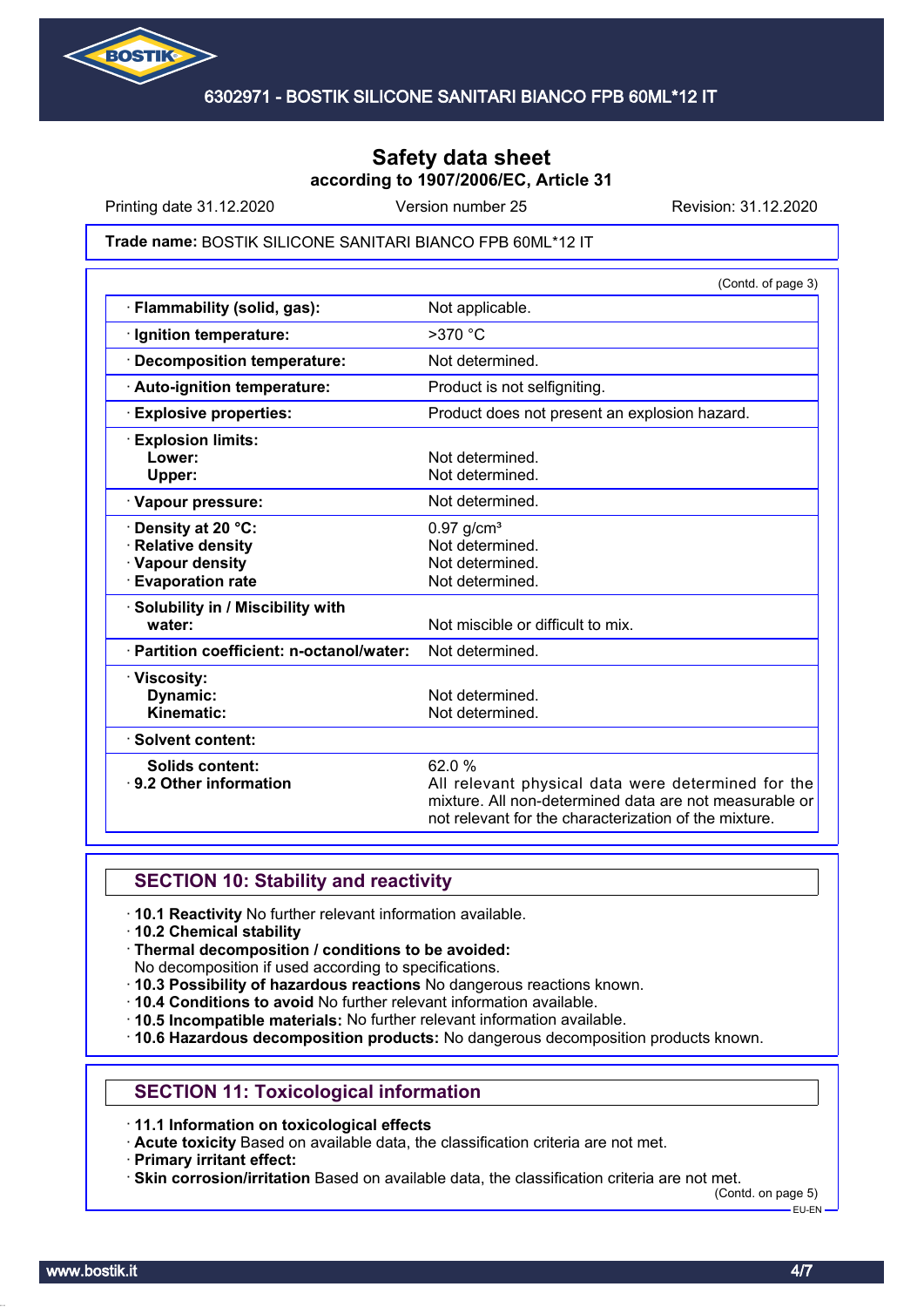# Safety data sheet
**according to 1907/2006/EC, Article 31**

Printing date 31.12.2020 Version number 25 Revision: 31.12.2020

**Trade name:** BOSTIK SILICONE SANITARI BIANCO FPB 60ML*12 IT

(Contd. of page 3)

| | |
|---|---|
| · **Flammability (solid, gas):** | Not applicable. |
| · **Ignition temperature:** | >370 °C |
| · **Decomposition temperature:** | Not determined. |
| · **Auto-ignition temperature:** | Product is not selfigniting. |
| · **Explosive properties:** | Product does not present an explosion hazard. |
| · **Explosion limits:** | |
| **Lower:** | Not determined. |
| **Upper:** | Not determined. |
| · **Vapour pressure:** | Not determined. |
| · **Density at 20 °C:** | 0.97 g/cm³ |
| · **Relative density** | Not determined. |
| · **Vapour density** | Not determined. |
| · **Evaporation rate** | Not determined. |
| · **Solubility in / Miscibility with water:** | Not miscible or difficult to mix. |
| · **Partition coefficient: n-octanol/water:** | Not determined. |
| · **Viscosity:** | |
| **Dynamic:** | Not determined. |
| **Kinematic:** | Not determined. |
| · **Solvent content:** | |
| **Solids content:** | 62.0 % |
| · **9.2 Other information** | All relevant physical data were determined for the mixture. All non-determined data are not measurable or not relevant for the characterization of the mixture. |

## SECTION 10: Stability and reactivity

· **10.1 Reactivity** No further relevant information available.
· **10.2 Chemical stability**
· **Thermal decomposition / conditions to be avoided:**
No decomposition if used according to specifications.
· **10.3 Possibility of hazardous reactions** No dangerous reactions known.
· **10.4 Conditions to avoid** No further relevant information available.
· **10.5 Incompatible materials:** No further relevant information available.
· **10.6 Hazardous decomposition products:** No dangerous decomposition products known.

## SECTION 11: Toxicological information

· **11.1 Information on toxicological effects**
· **Acute toxicity** Based on available data, the classification criteria are not met.
· **Primary irritant effect:**
· **Skin corrosion/irritation** Based on available data, the classification criteria are not met.

(Contd. on page 5)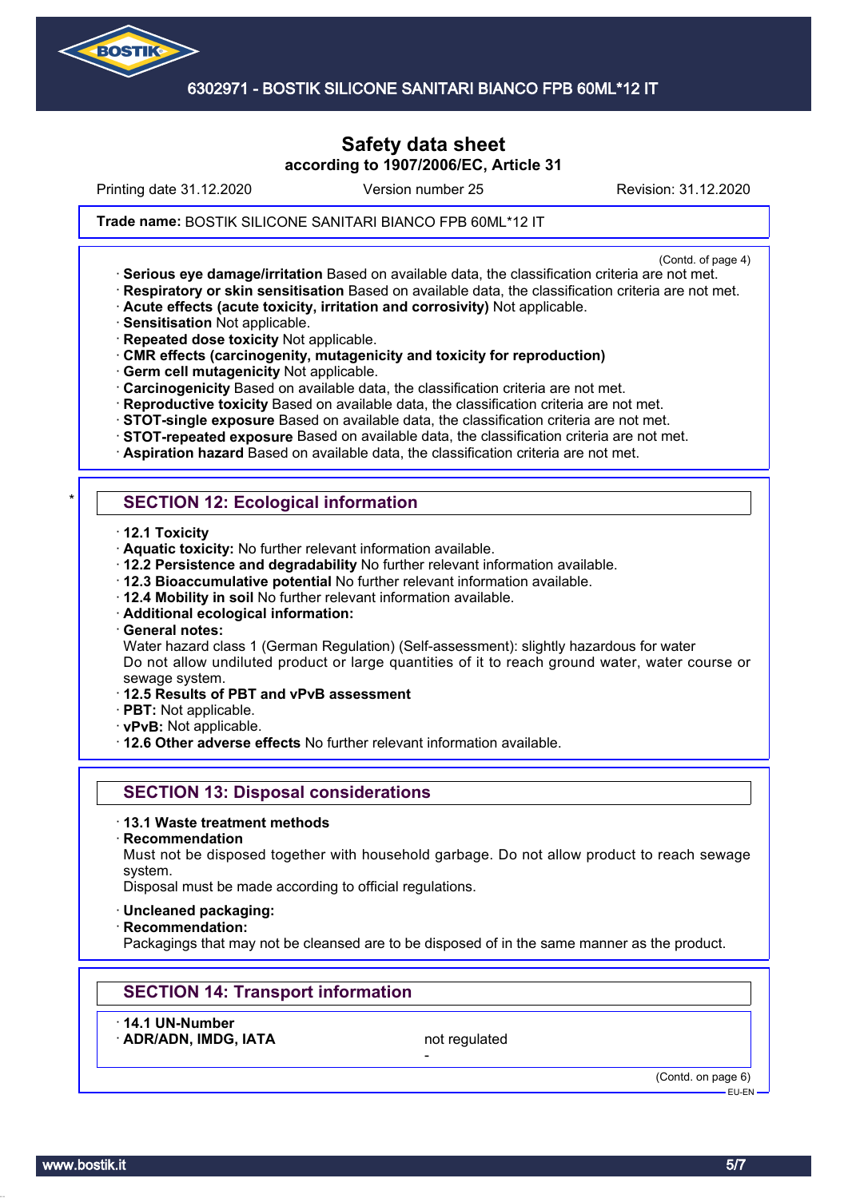# Safety data sheet
### according to 1907/2006/EC, Article 31

Printing date 31.12.2020 | Version number 25 | Revision: 31.12.2020

**Trade name:** BOSTIK SILICONE SANITARI BIANCO FPB 60ML*12 IT

(Contd. of page 4)

- **Serious eye damage/irritation** Based on available data, the classification criteria are not met.
- **Respiratory or skin sensitisation** Based on available data, the classification criteria are not met.
- **Acute effects (acute toxicity, irritation and corrosivity)** Not applicable.
- **Sensitisation** Not applicable.
- **Repeated dose toxicity** Not applicable.
- **CMR effects (carcinogenity, mutagenicity and toxicity for reproduction)**
- **Germ cell mutagenicity** Not applicable.
- **Carcinogenicity** Based on available data, the classification criteria are not met.
- **Reproductive toxicity** Based on available data, the classification criteria are not met.
- **STOT-single exposure** Based on available data, the classification criteria are not met.
- **STOT-repeated exposure** Based on available data, the classification criteria are not met.
- **Aspiration hazard** Based on available data, the classification criteria are not met.

## * SECTION 12: Ecological information

- **12.1 Toxicity**
- **Aquatic toxicity:** No further relevant information available.
- **12.2 Persistence and degradability** No further relevant information available.
- **12.3 Bioaccumulative potential** No further relevant information available.
- **12.4 Mobility in soil** No further relevant information available.
- **Additional ecological information:**
- **General notes:**
  Water hazard class 1 (German Regulation) (Self-assessment): slightly hazardous for water
  Do not allow undiluted product or large quantities of it to reach ground water, water course or sewage system.
- **12.5 Results of PBT and vPvB assessment**
- **PBT:** Not applicable.
- **vPvB:** Not applicable.
- **12.6 Other adverse effects** No further relevant information available.

## SECTION 13: Disposal considerations

- **13.1 Waste treatment methods**
- **Recommendation**
  Must not be disposed together with household garbage. Do not allow product to reach sewage system.
  Disposal must be made according to official regulations.
- **Uncleaned packaging:**
- **Recommendation:**
  Packagings that may not be cleansed are to be disposed of in the same manner as the product.

## SECTION 14: Transport information

- **14.1 UN-Number**
- **ADR/ADN, IMDG, IATA** not regulated
  -

(Contd. on page 6)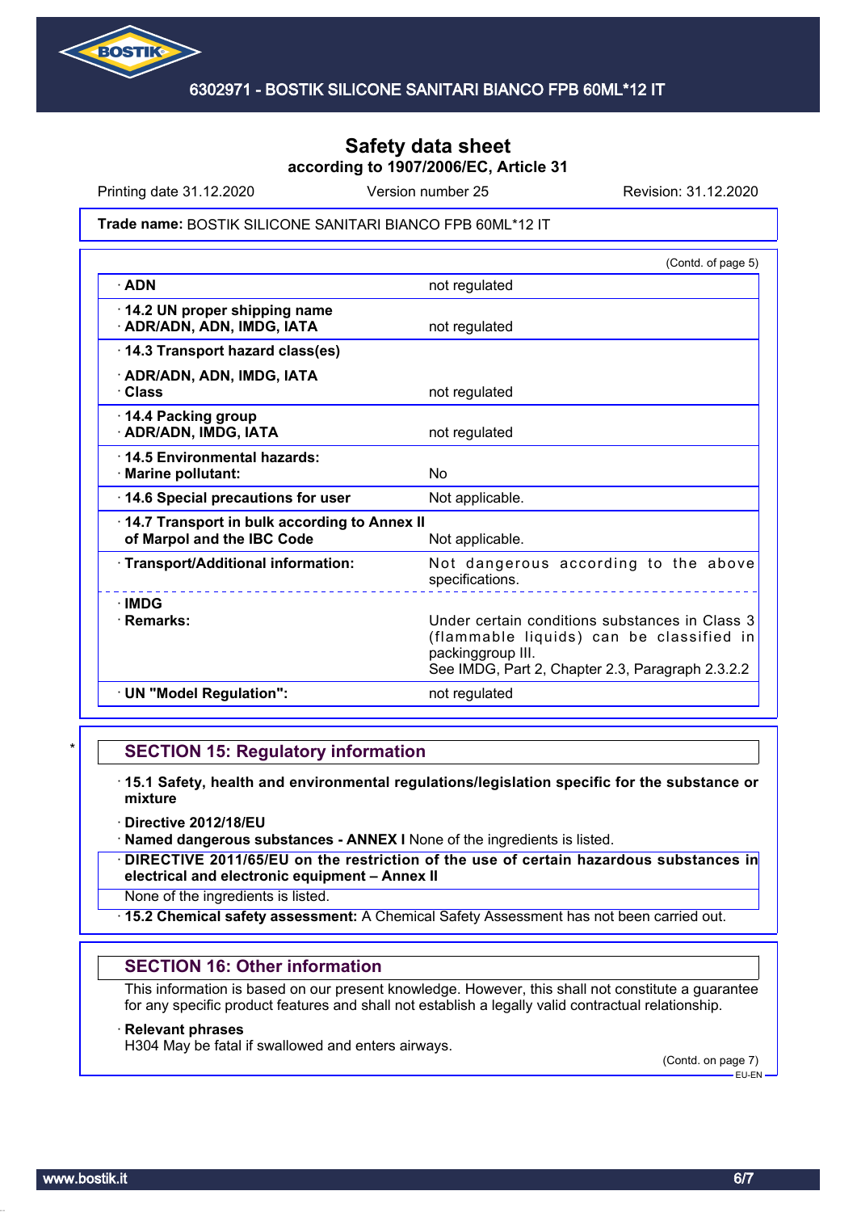# Safety data sheet
**according to 1907/2006/EC, Article 31**

Printing date 31.12.2020 | Version number 25 | Revision: 31.12.2020

**Trade name:** BOSTIK SILICONE SANITARI BIANCO FPB 60ML*12 IT

(Contd. of page 5)

| | |
|---|---|
| · **ADN** | not regulated |
| · **14.2 UN proper shipping name** · **ADR/ADN, ADN, IMDG, IATA** | not regulated |
| · **14.3 Transport hazard class(es)** · **ADR/ADN, ADN, IMDG, IATA** · **Class** | not regulated |
| · **14.4 Packing group** · **ADR/ADN, IMDG, IATA** | not regulated |
| · **14.5 Environmental hazards:** · **Marine pollutant:** | No |
| · **14.6 Special precautions for user** | Not applicable. |
| · **14.7 Transport in bulk according to Annex II of Marpol and the IBC Code** | Not applicable. |
| · **Transport/Additional information:** | Not dangerous according to the above specifications. |
| · **IMDG** · **Remarks:** | Under certain conditions substances in Class 3 (flammable liquids) can be classified in packinggroup III. See IMDG, Part 2, Chapter 2.3, Paragraph 2.3.2.2 |
| · **UN "Model Regulation":** | not regulated |

## SECTION 15: Regulatory information

· **15.1 Safety, health and environmental regulations/legislation specific for the substance or mixture**

· **Directive 2012/18/EU**

· **Named dangerous substances - ANNEX I** None of the ingredients is listed.

· **DIRECTIVE 2011/65/EU on the restriction of the use of certain hazardous substances in electrical and electronic equipment – Annex II**

None of the ingredients is listed.

· **15.2 Chemical safety assessment:** A Chemical Safety Assessment has not been carried out.

## SECTION 16: Other information

This information is based on our present knowledge. However, this shall not constitute a guarantee for any specific product features and shall not establish a legally valid contractual relationship.

· **Relevant phrases**

H304 May be fatal if swallowed and enters airways.

(Contd. on page 7)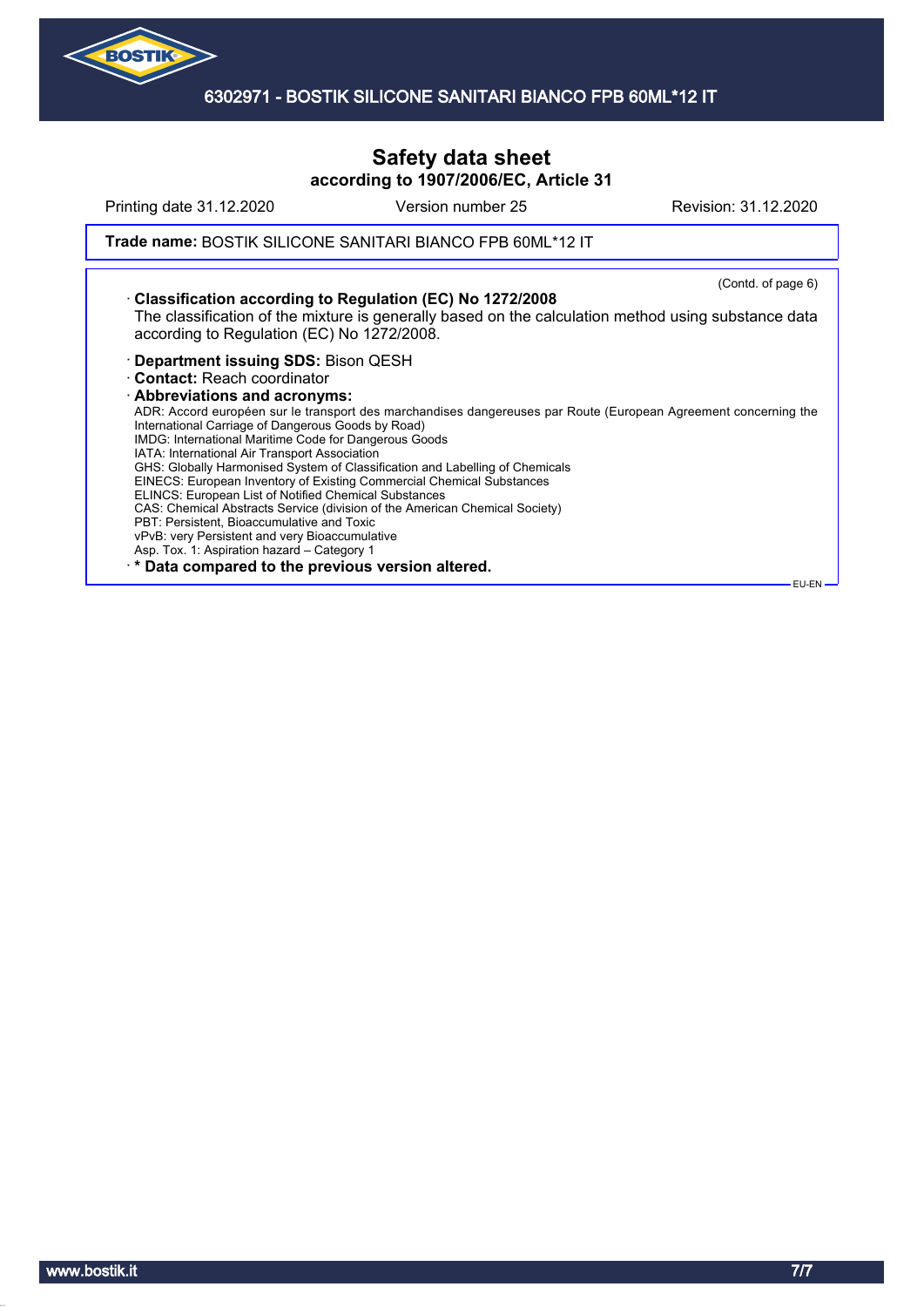# Safety data sheet

**according to 1907/2006/EC, Article 31**

Printing date 31.12.2020 Version number 25 Revision: 31.12.2020

**Trade name:** BOSTIK SILICONE SANITARI BIANCO FPB 60ML*12 IT

(Contd. of page 6)

· **Classification according to Regulation (EC) No 1272/2008**
The classification of the mixture is generally based on the calculation method using substance data according to Regulation (EC) No 1272/2008.

· **Department issuing SDS:** Bison QESH
· **Contact:** Reach coordinator
· **Abbreviations and acronyms:**
ADR: Accord européen sur le transport des marchandises dangereuses par Route (European Agreement concerning the International Carriage of Dangerous Goods by Road)
IMDG: International Maritime Code for Dangerous Goods
IATA: International Air Transport Association
GHS: Globally Harmonised System of Classification and Labelling of Chemicals
EINECS: European Inventory of Existing Commercial Chemical Substances
ELINCS: European List of Notified Chemical Substances
CAS: Chemical Abstracts Service (division of the American Chemical Society)
PBT: Persistent, Bioaccumulative and Toxic
vPvB: very Persistent and very Bioaccumulative
Asp. Tox. 1: Aspiration hazard – Category 1
· **\* Data compared to the previous version altered.**

EU-EN